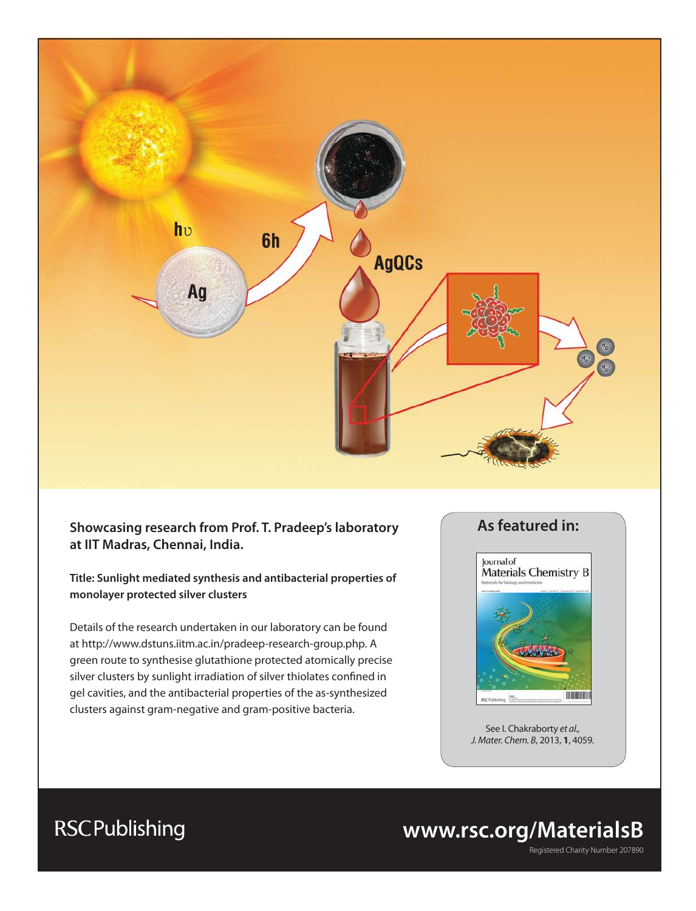**Showcasing research from Prof. T. Pradeep's laboratory at IIT Madras, Chennai, India.**

**Title: Sunlight mediated synthesis and antibacterial properties of monolayer protected silver clusters**

Details of the research undertaken in our laboratory can be found at http://www.dstuns.iitm.ac.in/pradeep-research-group.php. A green route to synthesise glutathione protected atomically precise silver clusters by sunlight irradiation of silver thiolates confined in gel cavities, and the antibacterial properties of the as-synthesized clusters against gram-negative and gram-positive bacteria.

## As featured in:

See I. Chakraborty *et al., J. Mater. Chem. B*, 2013, **1**, 4059.

RSC Publishing

**www.rsc.org/MaterialsB**

Registered Charity Number 207890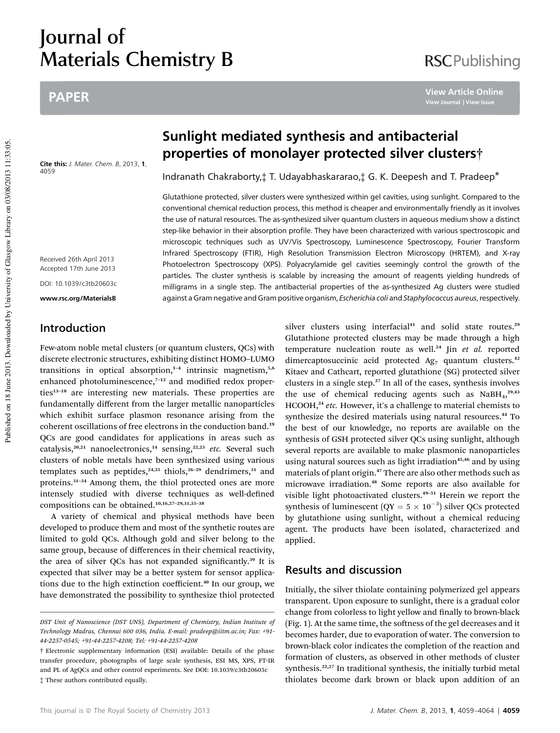# Journal of Materials Chemistry B

PAPER

# Sunlight mediated synthesis and antibacterial properties of monolayer protected silver clusters†

Cite this: *J. Mater. Chem. B*, 2013, **1**, 4059

Indranath Chakraborty,‡ T. Udayabhaskararao,‡ G. K. Deepesh and T. Pradeep*

Received 26th April 2013
Accepted 17th June 2013

DOI: 10.1039/c3tb20603c

www.rsc.org/MaterialsB

Glutathione protected, silver clusters were synthesized within gel cavities, using sunlight. Compared to the conventional chemical reduction process, this method is cheaper and environmentally friendly as it involves the use of natural resources. The as-synthesized silver quantum clusters in aqueous medium show a distinct step-like behavior in their absorption profile. They have been characterized with various spectroscopic and microscopic techniques such as UV/Vis Spectroscopy, Luminescence Spectroscopy, Fourier Transform Infrared Spectroscopy (FTIR), High Resolution Transmission Electron Microscopy (HRTEM), and X-ray Photoelectron Spectroscopy (XPS). Polyacrylamide gel cavities seemingly control the growth of the particles. The cluster synthesis is scalable by increasing the amount of reagents yielding hundreds of milligrams in a single step. The antibacterial properties of the as-synthesized Ag clusters were studied against a Gram negative and Gram positive organism, *Escherichia coli* and *Staphylococcus aureus*, respectively.

## Introduction

Few-atom noble metal clusters (or quantum clusters, QCs) with discrete electronic structures, exhibiting distinct HOMO–LUMO transitions in optical absorption,[1–4] intrinsic magnetism,[5,6] enhanced photoluminescence,[7–12] and modified redox properties[13–18] are interesting new materials. These properties are fundamentally different from the larger metallic nanoparticles which exhibit surface plasmon resonance arising from the coherent oscillations of free electrons in the conduction band.[19] QCs are good candidates for applications in areas such as catalysis,[20,21] nanoelectronics,[14] sensing,[22,23] *etc.* Several such clusters of noble metals have been synthesized using various templates such as peptides,[24,25] thiols,[26–29] dendrimers,[31] and proteins.[31–34] Among them, the thiol protected ones are more intensely studied with diverse techniques as well-defined compositions can be obtained.[10,16,27–29,31,35–38]

A variety of chemical and physical methods have been developed to produce them and most of the synthetic routes are limited to gold QCs. Although gold and silver belong to the same group, because of differences in their chemical reactivity, the area of silver QCs has not expanded significantly.[39] It is expected that silver may be a better system for sensor applications due to the high extinction coefficient.[40] In our group, we have demonstrated the possibility to synthesize thiol protected silver clusters using interfacial[41] and solid state routes.[29] Glutathione protected clusters may be made through a high temperature nucleation route as well.[24] Jin *et al.* reported dimercaptosuccinic acid protected $Ag_7$ quantum clusters.[42] Kitaev and Cathcart, reported glutathione (SG) protected silver clusters in a single step.[27] In all of the cases, synthesis involves the use of chemical reducing agents such as $NaBH_4$,[29,43] HCOOH,[24] *etc.* However, it's a challenge to material chemists to synthesize the desired materials using natural resources.[44] To the best of our knowledge, no reports are available on the synthesis of GSH protected silver QCs using sunlight, although several reports are available to make plasmonic nanoparticles using natural sources such as light irradiation[45,46] and by using materials of plant origin.[47] There are also other methods such as microwave irradiation.[48] Some reports are also available for visible light photoactivated clusters.[49–51] Herein we report the synthesis of luminescent ($QY = 5 \times 10^{-3}$) silver QCs protected by glutathione using sunlight, without a chemical reducing agent. The products have been isolated, characterized and applied.

## Results and discussion

Initially, the silver thiolate containing polymerized gel appears transparent. Upon exposure to sunlight, there is a gradual color change from colorless to light yellow and finally to brown-black (Fig. 1). At the same time, the softness of the gel decreases and it becomes harder, due to evaporation of water. The conversion to brown-black color indicates the completion of the reaction and formation of clusters, as observed in other methods of cluster synthesis.[22,27] In traditional synthesis, the initially turbid metal thiolates become dark brown or black upon addition of an

DST Unit of Nanoscience (DST UNS), Department of Chemistry, Indian Institute of Technology Madras, Chennai 600 036, India. E-mail: pradeep@iitm.ac.in; Fax: +91-44-2257-0545; +91-44-2257-4208; Tel: +91-44-2257-4208

† Electronic supplementary information (ESI) available: Details of the phase transfer procedure, photographs of large scale synthesis, ESI MS, XPS, FT-IR and PL of AgQCs and other control experiments. See DOI: 10.1039/c3tb20603c

‡ These authors contributed equally.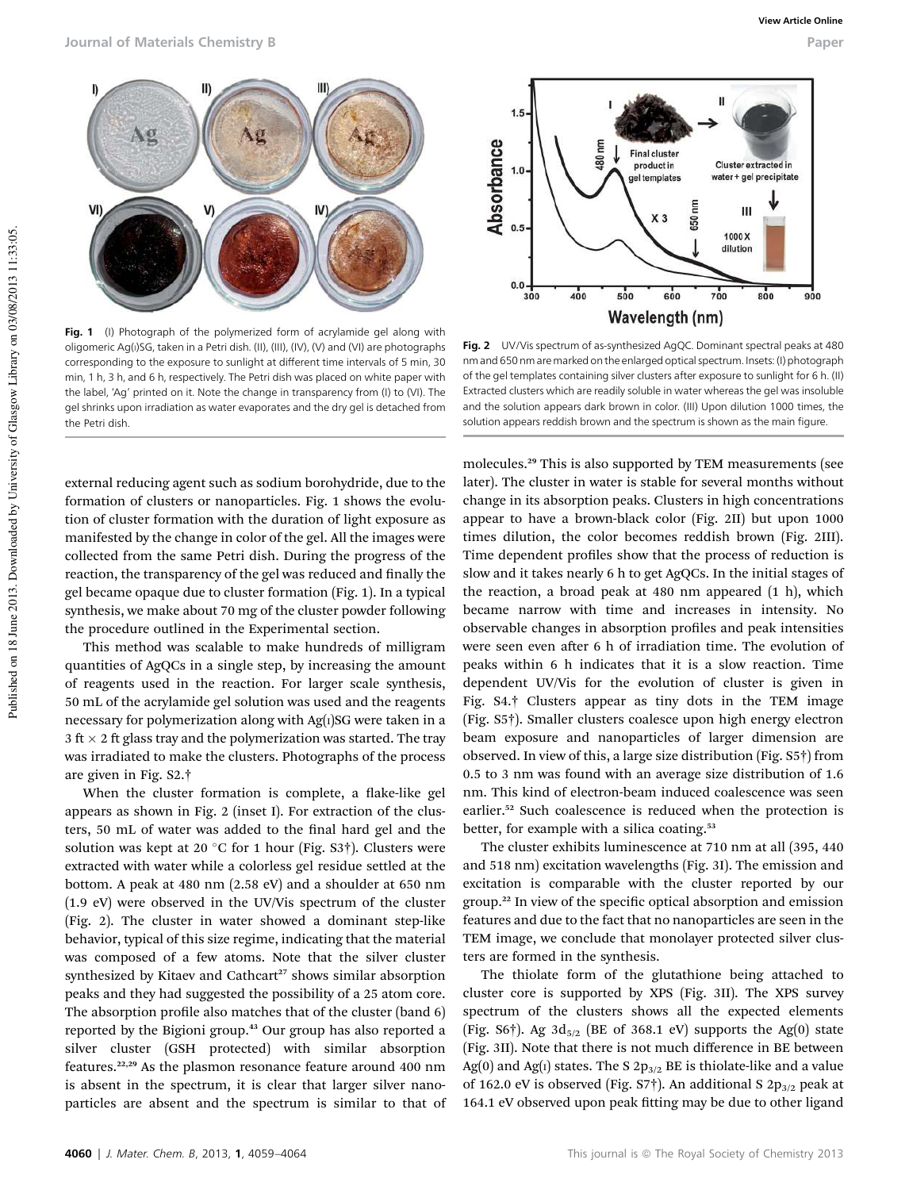Fig. 1 (I) Photograph of the polymerized form of acrylamide gel along with oligomeric Ag(I)SG, taken in a Petri dish. (II), (III), (IV), (V) and (VI) are photographs corresponding to the exposure to sunlight at different time intervals of 5 min, 30 min, 1 h, 3 h, and 6 h, respectively. The Petri dish was placed on white paper with the label, 'Ag' printed on it. Note the change in transparency from (I) to (VI). The gel shrinks upon irradiation as water evaporates and the dry gel is detached from the Petri dish.

Fig. 2 UV/Vis spectrum of as-synthesized AgQC. Dominant spectral peaks at 480 nm and 650 nm are marked on the enlarged optical spectrum. Insets: (I) photograph of the gel templates containing silver clusters after exposure to sunlight for 6 h. (II) Extracted clusters which are readily soluble in water whereas the gel was insoluble and the solution appears dark brown in color. (III) Upon dilution 1000 times, the solution appears reddish brown and the spectrum is shown as the main figure.

external reducing agent such as sodium borohydride, due to the formation of clusters or nanoparticles. Fig. 1 shows the evolution of cluster formation with the duration of light exposure as manifested by the change in color of the gel. All the images were collected from the same Petri dish. During the progress of the reaction, the transparency of the gel was reduced and finally the gel became opaque due to cluster formation (Fig. 1). In a typical synthesis, we make about 70 mg of the cluster powder following the procedure outlined in the Experimental section.

This method was scalable to make hundreds of milligram quantities of AgQCs in a single step, by increasing the amount of reagents used in the reaction. For larger scale synthesis, 50 mL of the acrylamide gel solution was used and the reagents necessary for polymerization along with Ag(I)SG were taken in a 3 ft × 2 ft glass tray and the polymerization was started. The tray was irradiated to make the clusters. Photographs of the process are given in Fig. S2.†

When the cluster formation is complete, a flake-like gel appears as shown in Fig. 2 (inset I). For extraction of the clusters, 50 mL of water was added to the final hard gel and the solution was kept at 20 °C for 1 hour (Fig. S3†). Clusters were extracted with water while a colorless gel residue settled at the bottom. A peak at 480 nm (2.58 eV) and a shoulder at 650 nm (1.9 eV) were observed in the UV/Vis spectrum of the cluster (Fig. 2). The cluster in water showed a dominant step-like behavior, typical of this size regime, indicating that the material was composed of a few atoms. Note that the silver cluster synthesized by Kitaev and Cathcart[27] shows similar absorption peaks and they had suggested the possibility of a 25 atom core. The absorption profile also matches that of the cluster (band 6) reported by the Bigioni group.[43] Our group has also reported a silver cluster (GSH protected) with similar absorption features.[22,29] As the plasmon resonance feature around 400 nm is absent in the spectrum, it is clear that larger silver nanoparticles are absent and the spectrum is similar to that of molecules.[29] This is also supported by TEM measurements (see later). The cluster in water is stable for several months without change in its absorption peaks. Clusters in high concentrations appear to have a brown-black color (Fig. 2II) but upon 1000 times dilution, the color becomes reddish brown (Fig. 2III). Time dependent profiles show that the process of reduction is slow and it takes nearly 6 h to get AgQCs. In the initial stages of the reaction, a broad peak at 480 nm appeared (1 h), which became narrow with time and increases in intensity. No observable changes in absorption profiles and peak intensities were seen even after 6 h of irradiation time. The evolution of peaks within 6 h indicates that it is a slow reaction. Time dependent UV/Vis for the evolution of cluster is given in Fig. S4.† Clusters appear as tiny dots in the TEM image (Fig. S5†). Smaller clusters coalesce upon high energy electron beam exposure and nanoparticles of larger dimension are observed. In view of this, a large size distribution (Fig. S5†) from 0.5 to 3 nm was found with an average size distribution of 1.6 nm. This kind of electron-beam induced coalescence was seen earlier.[52] Such coalescence is reduced when the protection is better, for example with a silica coating.[53]

The cluster exhibits luminescence at 710 nm at all (395, 440 and 518 nm) excitation wavelengths (Fig. 3I). The emission and excitation is comparable with the cluster reported by our group.[22] In view of the specific optical absorption and emission features and due to the fact that no nanoparticles are seen in the TEM image, we conclude that monolayer protected silver clusters are formed in the synthesis.

The thiolate form of the glutathione being attached to cluster core is supported by XPS (Fig. 3II). The XPS survey spectrum of the clusters shows all the expected elements (Fig. S6†). Ag $3d_{5/2}$ (BE of 368.1 eV) supports the Ag(0) state (Fig. 3II). Note that there is not much difference in BE between Ag(0) and Ag(I) states. The S $2p_{3/2}$ BE is thiolate-like and a value of 162.0 eV is observed (Fig. S7†). An additional S $2p_{3/2}$ peak at 164.1 eV observed upon peak fitting may be due to other ligand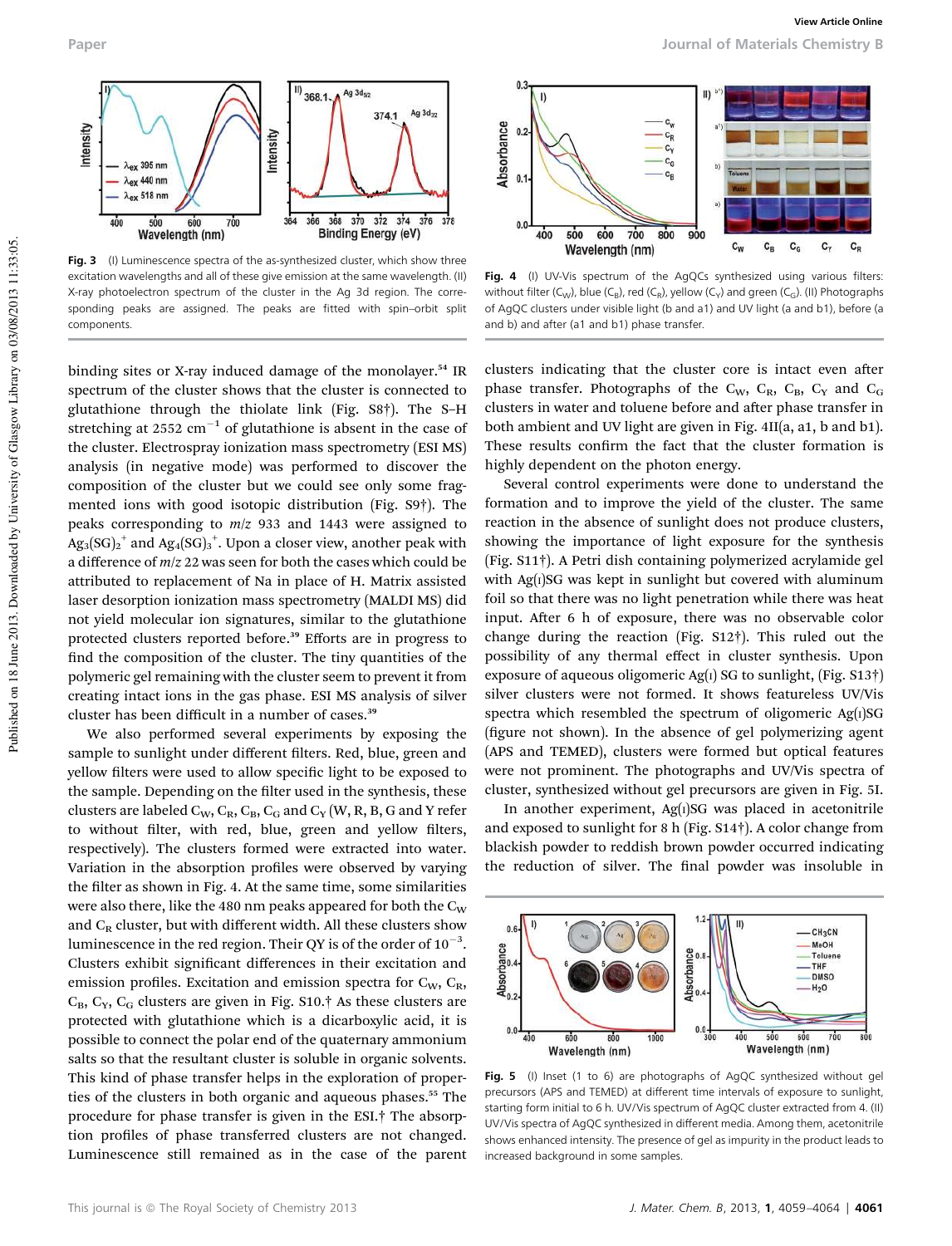Fig. 3 (I) Luminescence spectra of the as-synthesized cluster, which show three excitation wavelengths and all of these give emission at the same wavelength. (II) X-ray photoelectron spectrum of the cluster in the Ag 3d region. The corresponding peaks are assigned. The peaks are fitted with spin–orbit split components.

Fig. 4 (I) UV-Vis spectrum of the AgQCs synthesized using various filters: without filter ($C_W$), blue ($C_B$), red ($C_R$), yellow ($C_Y$) and green ($C_G$). (II) Photographs of AgQC clusters under visible light (b and a1) and UV light (a and b1), before (a and b) and after (a1 and b1) phase transfer.

binding sites or X-ray induced damage of the monolayer.[54] IR spectrum of the cluster shows that the cluster is connected to glutathione through the thiolate link (Fig. S8†). The S–H stretching at 2552 $cm^{-1}$ of glutathione is absent in the case of the cluster. Electrospray ionization mass spectrometry (ESI MS) analysis (in negative mode) was performed to discover the composition of the cluster but we could see only some fragmented ions with good isotopic distribution (Fig. S9†). The peaks corresponding to $m/z$ 933 and 1443 were assigned to $Ag_3(SG)_2^+$ and $Ag_4(SG)_3^+$. Upon a closer view, another peak with a difference of $m/z$ 22 was seen for both the cases which could be attributed to replacement of Na in place of H. Matrix assisted laser desorption ionization mass spectrometry (MALDI MS) did not yield molecular ion signatures, similar to the glutathione protected clusters reported before.[39] Efforts are in progress to find the composition of the cluster. The tiny quantities of the polymeric gel remaining with the cluster seem to prevent it from creating intact ions in the gas phase. ESI MS analysis of silver cluster has been difficult in a number of cases.[39]

We also performed several experiments by exposing the sample to sunlight under different filters. Red, blue, green and yellow filters were used to allow specific light to be exposed to the sample. Depending on the filter used in the synthesis, these clusters are labeled $C_W$, $C_R$, $C_B$, $C_G$ and $C_Y$ (W, R, B, G and Y refer to without filter, with red, blue, green and yellow filters, respectively). The clusters formed were extracted into water. Variation in the absorption profiles were observed by varying the filter as shown in Fig. 4. At the same time, some similarities were also there, like the 480 nm peaks appeared for both the $C_W$ and $C_R$ cluster, but with different width. All these clusters show luminescence in the red region. Their QY is of the order of $10^{-3}$. Clusters exhibit significant differences in their excitation and emission profiles. Excitation and emission spectra for $C_W$, $C_R$, $C_B$, $C_Y$, $C_G$ clusters are given in Fig. S10.† As these clusters are protected with glutathione which is a dicarboxylic acid, it is possible to connect the polar end of the quaternary ammonium salts so that the resultant cluster is soluble in organic solvents. This kind of phase transfer helps in the exploration of properties of the clusters in both organic and aqueous phases.[55] The procedure for phase transfer is given in the ESI.† The absorption profiles of phase transferred clusters are not changed. Luminescence still remained as in the case of the parent clusters indicating that the cluster core is intact even after phase transfer. Photographs of the $C_W$, $C_R$, $C_B$, $C_Y$ and $C_G$ clusters in water and toluene before and after phase transfer in both ambient and UV light are given in Fig. 4II(a, a1, b and b1). These results confirm the fact that the cluster formation is highly dependent on the photon energy.

Several control experiments were done to understand the formation and to improve the yield of the cluster. The same reaction in the absence of sunlight does not produce clusters, showing the importance of light exposure for the synthesis (Fig. S11†). A Petri dish containing polymerized acrylamide gel with Ag(I)SG was kept in sunlight but covered with aluminum foil so that there was no light penetration while there was heat input. After 6 h of exposure, there was no observable color change during the reaction (Fig. S12†). This ruled out the possibility of any thermal effect in cluster synthesis. Upon exposure of aqueous oligomeric Ag(I) SG to sunlight, (Fig. S13†) silver clusters were not formed. It shows featureless UV/Vis spectra which resembled the spectrum of oligomeric Ag(I)SG (figure not shown). In the absence of gel polymerizing agent (APS and TEMED), clusters were formed but optical features were not prominent. The photographs and UV/Vis spectra of cluster, synthesized without gel precursors are given in Fig. 5I.

In another experiment, Ag(I)SG was placed in acetonitrile and exposed to sunlight for 8 h (Fig. S14†). A color change from blackish powder to reddish brown powder occurred indicating the reduction of silver. The final powder was insoluble in

Fig. 5 (I) Inset (1 to 6) are photographs of AgQC synthesized without gel precursors (APS and TEMED) at different time intervals of exposure to sunlight, starting form initial to 6 h. UV/Vis spectrum of AgQC cluster extracted from 4. (II) UV/Vis spectra of AgQC synthesized in different media. Among them, acetonitrile shows enhanced intensity. The presence of gel as impurity in the product leads to increased background in some samples.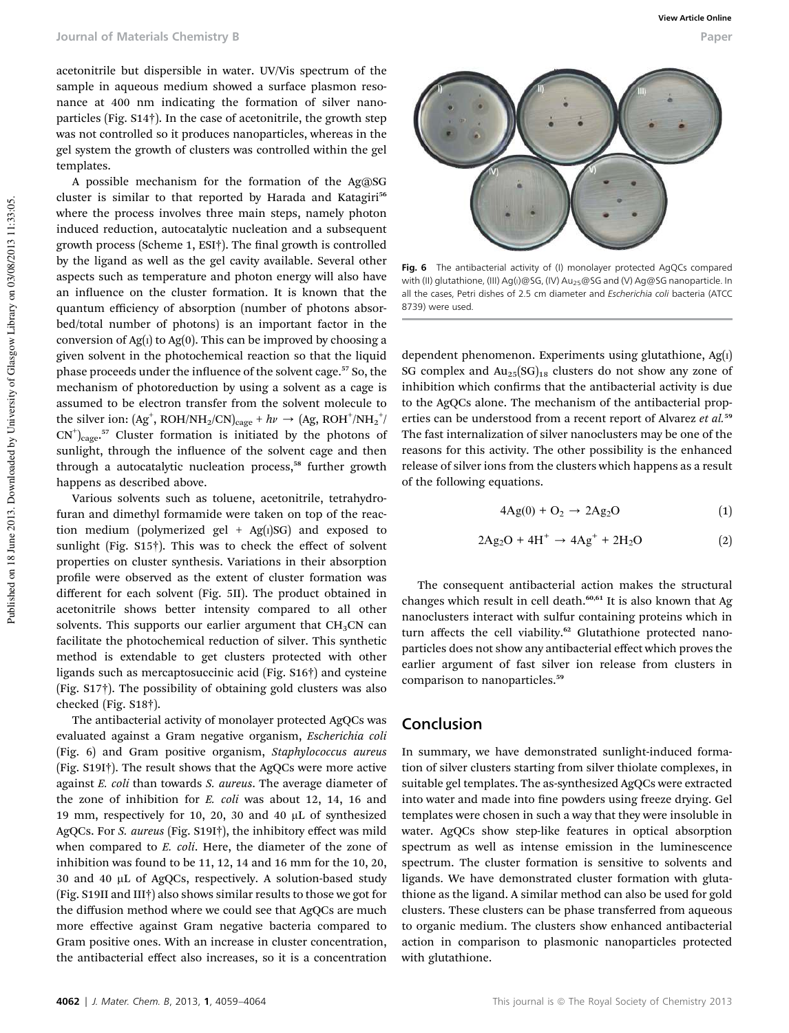acetonitrile but dispersible in water. UV/Vis spectrum of the sample in aqueous medium showed a surface plasmon resonance at 400 nm indicating the formation of silver nanoparticles (Fig. S14†). In the case of acetonitrile, the growth step was not controlled so it produces nanoparticles, whereas in the gel system the growth of clusters was controlled within the gel templates.

A possible mechanism for the formation of the Ag@SG cluster is similar to that reported by Harada and Katagiri[56] where the process involves three main steps, namely photon induced reduction, autocatalytic nucleation and a subsequent growth process (Scheme 1, ESI†). The final growth is controlled by the ligand as well as the gel cavity available. Several other aspects such as temperature and photon energy will also have an influence on the cluster formation. It is known that the quantum efficiency of absorption (number of photons absorbed/total number of photons) is an important factor in the conversion of Ag(I) to Ag(0). This can be improved by choosing a given solvent in the photochemical reaction so that the liquid phase proceeds under the influence of the solvent cage.[57] So, the mechanism of photoreduction by using a solvent as a cage is assumed to be electron transfer from the solvent molecule to the silver ion: $(Ag^+, ROH/NH_2/CN)_{cage} + h\nu \rightarrow (Ag, ROH^+/NH_2^+/CN^+)_{cage}$.[57] Cluster formation is initiated by the photons of sunlight, through the influence of the solvent cage and then through a autocatalytic nucleation process,[58] further growth happens as described above.

Various solvents such as toluene, acetonitrile, tetrahydrofuran and dimethyl formamide were taken on top of the reaction medium (polymerized gel + Ag(I)SG) and exposed to sunlight (Fig. S15†). This was to check the effect of solvent properties on cluster synthesis. Variations in their absorption profile were observed as the extent of cluster formation was different for each solvent (Fig. 5II). The product obtained in acetonitrile shows better intensity compared to all other solvents. This supports our earlier argument that $CH_3CN$ can facilitate the photochemical reduction of silver. This synthetic method is extendable to get clusters protected with other ligands such as mercaptosuccinic acid (Fig. S16†) and cysteine (Fig. S17†). The possibility of obtaining gold clusters was also checked (Fig. S18†).

The antibacterial activity of monolayer protected AgQCs was evaluated against a Gram negative organism, *Escherichia coli* (Fig. 6) and Gram positive organism, *Staphylococcus aureus* (Fig. S19I†). The result shows that the AgQCs were more active against *E. coli* than towards *S. aureus*. The average diameter of the zone of inhibition for *E. coli* was about 12, 14, 16 and 19 mm, respectively for 10, 20, 30 and 40 μL of synthesized AgQCs. For *S. aureus* (Fig. S19I†), the inhibitory effect was mild when compared to *E. coli*. Here, the diameter of the zone of inhibition was found to be 11, 12, 14 and 16 mm for the 10, 20, 30 and 40 μL of AgQCs, respectively. A solution-based study (Fig. S19II and III†) also shows similar results to those we got for the diffusion method where we could see that AgQCs are much more effective against Gram negative bacteria compared to Gram positive ones. With an increase in cluster concentration, the antibacterial effect also increases, so it is a concentration dependent phenomenon. Experiments using glutathione, Ag(I) SG complex and $Au_{25}(SG)_{18}$ clusters do not show any zone of inhibition which confirms that the antibacterial activity is due to the AgQCs alone. The mechanism of the antibacterial properties can be understood from a recent report of Alvarez *et al.*[59] The fast internalization of silver nanoclusters may be one of the reasons for this activity. The other possibility is the enhanced release of silver ions from the clusters which happens as a result of the following equations.

**Fig. 6** The antibacterial activity of (I) monolayer protected AgQCs compared with (II) glutathione, (III) Ag(I)@SG, (IV) $Au_{25}$@SG and (V) Ag@SG nanoparticle. In all the cases, Petri dishes of 2.5 cm diameter and *Escherichia coli* bacteria (ATCC 8739) were used.

$$4Ag(0) + O_2 \rightarrow 2Ag_2O \quad (1)$$

$$2Ag_2O + 4H^+ \rightarrow 4Ag^+ + 2H_2O \quad (2)$$

The consequent antibacterial action makes the structural changes which result in cell death.[60,61] It is also known that Ag nanoclusters interact with sulfur containing proteins which in turn affects the cell viability.[62] Glutathione protected nanoparticles does not show any antibacterial effect which proves the earlier argument of fast silver ion release from clusters in comparison to nanoparticles.[59]

## Conclusion

In summary, we have demonstrated sunlight-induced formation of silver clusters starting from silver thiolate complexes, in suitable gel templates. The as-synthesized AgQCs were extracted into water and made into fine powders using freeze drying. Gel templates were chosen in such a way that they were insoluble in water. AgQCs show step-like features in optical absorption spectrum as well as intense emission in the luminescence spectrum. The cluster formation is sensitive to solvents and ligands. We have demonstrated cluster formation with glutathione as the ligand. A similar method can also be used for gold clusters. These clusters can be phase transferred from aqueous to organic medium. The clusters show enhanced antibacterial action in comparison to plasmonic nanoparticles protected with glutathione.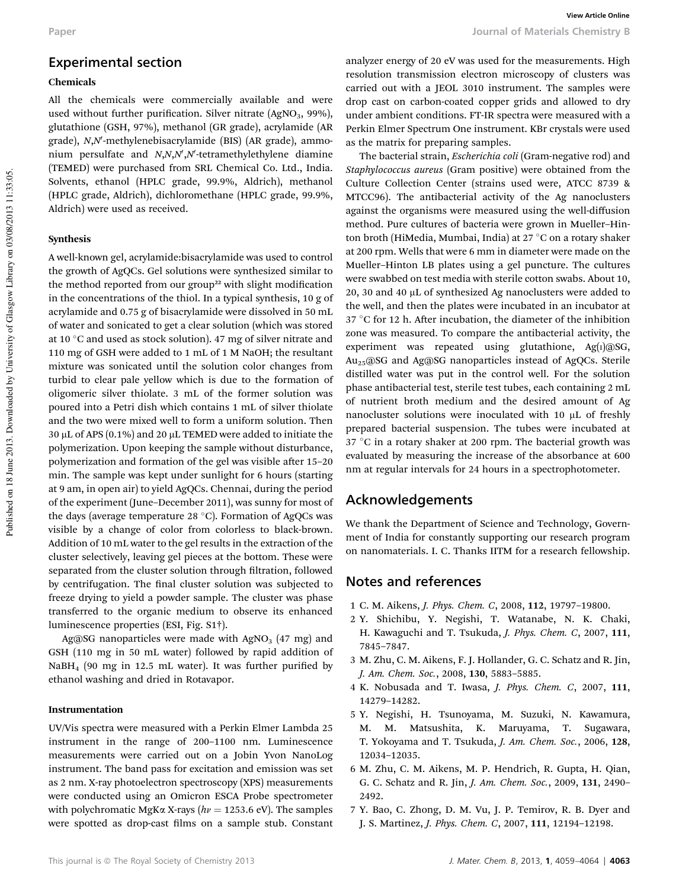## Experimental section

### Chemicals

All the chemicals were commercially available and were used without further purification. Silver nitrate ($AgNO_3$, 99%), glutathione (GSH, 97%), methanol (GR grade), acrylamide (AR grade), *N*,*N*′-methylenebisacrylamide (BIS) (AR grade), ammonium persulfate and *N*,*N*,*N*′,*N*′-tetramethylethylene diamine (TEMED) were purchased from SRL Chemical Co. Ltd., India. Solvents, ethanol (HPLC grade, 99.9%, Aldrich), methanol (HPLC grade, Aldrich), dichloromethane (HPLC grade, 99.9%, Aldrich) were used as received.

### Synthesis

A well-known gel, acrylamide:bisacrylamide was used to control the growth of AgQCs. Gel solutions were synthesized similar to the method reported from our group[22] with slight modification in the concentrations of the thiol. In a typical synthesis, 10 g of acrylamide and 0.75 g of bisacrylamide were dissolved in 50 mL of water and sonicated to get a clear solution (which was stored at 10 °C and used as stock solution). 47 mg of silver nitrate and 110 mg of GSH were added to 1 mL of 1 M NaOH; the resultant mixture was sonicated until the solution color changes from turbid to clear pale yellow which is due to the formation of oligomeric silver thiolate. 3 mL of the former solution was poured into a Petri dish which contains 1 mL of silver thiolate and the two were mixed well to form a uniform solution. Then 30 μL of APS (0.1%) and 20 μL TEMED were added to initiate the polymerization. Upon keeping the sample without disturbance, polymerization and formation of the gel was visible after 15–20 min. The sample was kept under sunlight for 6 hours (starting at 9 am, in open air) to yield AgQCs. Chennai, during the period of the experiment (June–December 2011), was sunny for most of the days (average temperature 28 °C). Formation of AgQCs was visible by a change of color from colorless to black-brown. Addition of 10 mL water to the gel results in the extraction of the cluster selectively, leaving gel pieces at the bottom. These were separated from the cluster solution through filtration, followed by centrifugation. The final cluster solution was subjected to freeze drying to yield a powder sample. The cluster was phase transferred to the organic medium to observe its enhanced luminescence properties (ESI, Fig. S1†).

Ag@SG nanoparticles were made with $AgNO_3$ (47 mg) and GSH (110 mg in 50 mL water) followed by rapid addition of $NaBH_4$ (90 mg in 12.5 mL water). It was further purified by ethanol washing and dried in Rotavapor.

### Instrumentation

UV/Vis spectra were measured with a Perkin Elmer Lambda 25 instrument in the range of 200–1100 nm. Luminescence measurements were carried out on a Jobin Yvon NanoLog instrument. The band pass for excitation and emission was set as 2 nm. X-ray photoelectron spectroscopy (XPS) measurements were conducted using an Omicron ESCA Probe spectrometer with polychromatic MgKα X-rays ($h\nu = 1253.6$ eV). The samples were spotted as drop-cast films on a sample stub. Constant analyzer energy of 20 eV was used for the measurements. High resolution transmission electron microscopy of clusters was carried out with a JEOL 3010 instrument. The samples were drop cast on carbon-coated copper grids and allowed to dry under ambient conditions. FT-IR spectra were measured with a Perkin Elmer Spectrum One instrument. KBr crystals were used as the matrix for preparing samples.

The bacterial strain, *Escherichia coli* (Gram-negative rod) and *Staphylococcus aureus* (Gram positive) were obtained from the Culture Collection Center (strains used were, ATCC 8739 & MTCC96). The antibacterial activity of the Ag nanoclusters against the organisms were measured using the well-diffusion method. Pure cultures of bacteria were grown in Mueller–Hinton broth (HiMedia, Mumbai, India) at 27 °C on a rotary shaker at 200 rpm. Wells that were 6 mm in diameter were made on the Mueller–Hinton LB plates using a gel puncture. The cultures were swabbed on test media with sterile cotton swabs. About 10, 20, 30 and 40 μL of synthesized Ag nanoclusters were added to the well, and then the plates were incubated in an incubator at 37 °C for 12 h. After incubation, the diameter of the inhibition zone was measured. To compare the antibacterial activity, the experiment was repeated using glutathione, Ag(I)@SG, $Au_{25}$@SG and Ag@SG nanoparticles instead of AgQCs. Sterile distilled water was put in the control well. For the solution phase antibacterial test, sterile test tubes, each containing 2 mL of nutrient broth medium and the desired amount of Ag nanocluster solutions were inoculated with 10 μL of freshly prepared bacterial suspension. The tubes were incubated at 37 °C in a rotary shaker at 200 rpm. The bacterial growth was evaluated by measuring the increase of the absorbance at 600 nm at regular intervals for 24 hours in a spectrophotometer.

## Acknowledgements

We thank the Department of Science and Technology, Government of India for constantly supporting our research program on nanomaterials. I. C. Thanks IITM for a research fellowship.

## Notes and references

1. C. M. Aikens, *J. Phys. Chem. C*, 2008, **112**, 19797–19800.
2. Y. Shichibu, Y. Negishi, T. Watanabe, N. K. Chaki, H. Kawaguchi and T. Tsukuda, *J. Phys. Chem. C*, 2007, **111**, 7845–7847.
3. M. Zhu, C. M. Aikens, F. J. Hollander, G. C. Schatz and R. Jin, *J. Am. Chem. Soc.*, 2008, **130**, 5883–5885.
4. K. Nobusada and T. Iwasa, *J. Phys. Chem. C*, 2007, **111**, 14279–14282.
5. Y. Negishi, H. Tsunoyama, M. Suzuki, N. Kawamura, M. M. Matsushita, K. Maruyama, T. Sugawara, T. Yokoyama and T. Tsukuda, *J. Am. Chem. Soc.*, 2006, **128**, 12034–12035.
6. M. Zhu, C. M. Aikens, M. P. Hendrich, R. Gupta, H. Qian, G. C. Schatz and R. Jin, *J. Am. Chem. Soc.*, 2009, **131**, 2490–2492.
7. Y. Bao, C. Zhong, D. M. Vu, J. P. Temirov, R. B. Dyer and J. S. Martinez, *J. Phys. Chem. C*, 2007, **111**, 12194–12198.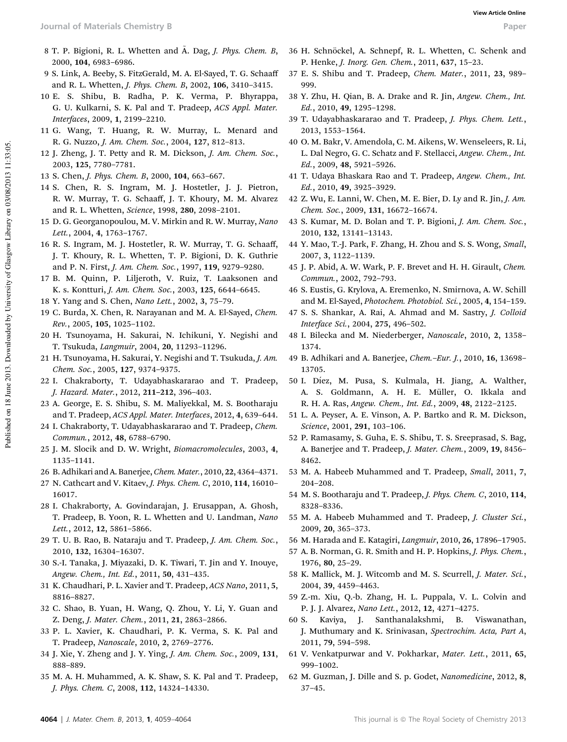8 T. P. Bigioni, R. L. Whetten and Ã. Dag, *J. Phys. Chem. B*, 2000, **104**, 6983–6986.

9 S. Link, A. Beeby, S. FitzGerald, M. A. El-Sayed, T. G. Schaaff and R. L. Whetten, *J. Phys. Chem. B*, 2002, **106**, 3410–3415.

10 E. S. Shibu, B. Radha, P. K. Verma, P. Bhyrappa, G. U. Kulkarni, S. K. Pal and T. Pradeep, *ACS Appl. Mater. Interfaces*, 2009, **1**, 2199–2210.

11 G. Wang, T. Huang, R. W. Murray, L. Menard and R. G. Nuzzo, *J. Am. Chem. Soc.*, 2004, **127**, 812–813.

12 J. Zheng, J. T. Petty and R. M. Dickson, *J. Am. Chem. Soc.*, 2003, **125**, 7780–7781.

13 S. Chen, *J. Phys. Chem. B*, 2000, **104**, 663–667.

14 S. Chen, R. S. Ingram, M. J. Hostetler, J. J. Pietron, R. W. Murray, T. G. Schaaff, J. T. Khoury, M. M. Alvarez and R. L. Whetten, *Science*, 1998, **280**, 2098–2101.

15 D. G. Georganopoulou, M. V. Mirkin and R. W. Murray, *Nano Lett.*, 2004, **4**, 1763–1767.

16 R. S. Ingram, M. J. Hostetler, R. W. Murray, T. G. Schaaff, J. T. Khoury, R. L. Whetten, T. P. Bigioni, D. K. Guthrie and P. N. First, *J. Am. Chem. Soc.*, 1997, **119**, 9279–9280.

17 B. M. Quinn, P. Liljeroth, V. Ruiz, T. Laaksonen and K. s. Kontturi, *J. Am. Chem. Soc.*, 2003, **125**, 6644–6645.

18 Y. Yang and S. Chen, *Nano Lett.*, 2002, **3**, 75–79.

19 C. Burda, X. Chen, R. Narayanan and M. A. El-Sayed, *Chem. Rev.*, 2005, **105**, 1025–1102.

20 H. Tsunoyama, H. Sakurai, N. Ichikuni, Y. Negishi and T. Tsukuda, *Langmuir*, 2004, **20**, 11293–11296.

21 H. Tsunoyama, H. Sakurai, Y. Negishi and T. Tsukuda, *J. Am. Chem. Soc.*, 2005, **127**, 9374–9375.

22 I. Chakraborty, T. Udayabhaskararao and T. Pradeep, *J. Hazard. Mater.*, 2012, **211–212**, 396–403.

23 A. George, E. S. Shibu, S. M. Maliyekkal, M. S. Bootharaju and T. Pradeep, *ACS Appl. Mater. Interfaces*, 2012, **4**, 639–644.

24 I. Chakraborty, T. Udayabhaskararao and T. Pradeep, *Chem. Commun.*, 2012, **48**, 6788–6790.

25 J. M. Slocik and D. W. Wright, *Biomacromolecules*, 2003, **4**, 1135–1141.

26 B. Adhikari and A. Banerjee, *Chem. Mater.*, 2010, **22**, 4364–4371.

27 N. Cathcart and V. Kitaev, *J. Phys. Chem. C*, 2010, **114**, 16010–16017.

28 I. Chakraborty, A. Govindarajan, J. Erusappan, A. Ghosh, T. Pradeep, B. Yoon, R. L. Whetten and U. Landman, *Nano Lett.*, 2012, **12**, 5861–5866.

29 T. U. B. Rao, B. Nataraju and T. Pradeep, *J. Am. Chem. Soc.*, 2010, **132**, 16304–16307.

30 S.-I. Tanaka, J. Miyazaki, D. K. Tiwari, T. Jin and Y. Inouye, *Angew. Chem., Int. Ed.*, 2011, **50**, 431–435.

31 K. Chaudhari, P. L. Xavier and T. Pradeep, *ACS Nano*, 2011, **5**, 8816–8827.

32 C. Shao, B. Yuan, H. Wang, Q. Zhou, Y. Li, Y. Guan and Z. Deng, *J. Mater. Chem.*, 2011, **21**, 2863–2866.

33 P. L. Xavier, K. Chaudhari, P. K. Verma, S. K. Pal and T. Pradeep, *Nanoscale*, 2010, **2**, 2769–2776.

34 J. Xie, Y. Zheng and J. Y. Ying, *J. Am. Chem. Soc.*, 2009, **131**, 888–889.

35 M. A. H. Muhammed, A. K. Shaw, S. K. Pal and T. Pradeep, *J. Phys. Chem. C*, 2008, **112**, 14324–14330.

36 H. Schnöckel, A. Schnepf, R. L. Whetten, C. Schenk and P. Henke, *J. Inorg. Gen. Chem.*, 2011, **637**, 15–23.

37 E. S. Shibu and T. Pradeep, *Chem. Mater.*, 2011, **23**, 989–999.

38 Y. Zhu, H. Qian, B. A. Drake and R. Jin, *Angew. Chem., Int. Ed.*, 2010, **49**, 1295–1298.

39 T. Udayabhaskararao and T. Pradeep, *J. Phys. Chem. Lett.*, 2013, 1553–1564.

40 O. M. Bakr, V. Amendola, C. M. Aikens, W. Wenseleers, R. Li, L. Dal Negro, G. C. Schatz and F. Stellacci, *Angew. Chem., Int. Ed.*, 2009, **48**, 5921–5926.

41 T. Udaya Bhaskara Rao and T. Pradeep, *Angew. Chem., Int. Ed.*, 2010, **49**, 3925–3929.

42 Z. Wu, E. Lanni, W. Chen, M. E. Bier, D. Ly and R. Jin, *J. Am. Chem. Soc.*, 2009, **131**, 16672–16674.

43 S. Kumar, M. D. Bolan and T. P. Bigioni, *J. Am. Chem. Soc.*, 2010, **132**, 13141–13143.

44 Y. Mao, T.-J. Park, F. Zhang, H. Zhou and S. S. Wong, *Small*, 2007, **3**, 1122–1139.

45 J. P. Abid, A. W. Wark, P. F. Brevet and H. H. Girault, *Chem. Commun.*, 2002, 792–793.

46 S. Eustis, G. Krylova, A. Eremenko, N. Smirnova, A. W. Schill and M. El-Sayed, *Photochem. Photobiol. Sci.*, 2005, **4**, 154–159.

47 S. S. Shankar, A. Rai, A. Ahmad and M. Sastry, *J. Colloid Interface Sci.*, 2004, **275**, 496–502.

48 I. Bilecka and M. Niederberger, *Nanoscale*, 2010, **2**, 1358–1374.

49 B. Adhikari and A. Banerjee, *Chem.–Eur. J.*, 2010, **16**, 13698–13705.

50 I. Díez, M. Pusa, S. Kulmala, H. Jiang, A. Walther, A. S. Goldmann, A. H. E. Müller, O. Ikkala and R. H. A. Ras, *Angew. Chem., Int. Ed.*, 2009, **48**, 2122–2125.

51 L. A. Peyser, A. E. Vinson, A. P. Bartko and R. M. Dickson, *Science*, 2001, **291**, 103–106.

52 P. Ramasamy, S. Guha, E. S. Shibu, T. S. Sreeprasad, S. Bag, A. Banerjee and T. Pradeep, *J. Mater. Chem.*, 2009, **19**, 8456–8462.

53 M. A. Habeeb Muhammed and T. Pradeep, *Small*, 2011, **7**, 204–208.

54 M. S. Bootharaju and T. Pradeep, *J. Phys. Chem. C*, 2010, **114**, 8328–8336.

55 M. A. Habeeb Muhammed and T. Pradeep, *J. Cluster Sci.*, 2009, **20**, 365–373.

56 M. Harada and E. Katagiri, *Langmuir*, 2010, **26**, 17896–17905.

57 A. B. Norman, G. R. Smith and H. P. Hopkins, *J. Phys. Chem.*, 1976, **80**, 25–29.

58 K. Mallick, M. J. Witcomb and M. S. Scurrell, *J. Mater. Sci.*, 2004, **39**, 4459–4463.

59 Z.-m. Xiu, Q.-b. Zhang, H. L. Puppala, V. L. Colvin and P. J. J. Alvarez, *Nano Lett.*, 2012, **12**, 4271–4275.

60 S. Kaviya, J. Santhanalakshmi, B. Viswanathan, J. Muthumary and K. Srinivasan, *Spectrochim. Acta, Part A*, 2011, **79**, 594–598.

61 V. Venkatpurwar and V. Pokharkar, *Mater. Lett.*, 2011, **65**, 999–1002.

62 M. Guzman, J. Dille and S. p. Godet, *Nanomedicine*, 2012, **8**, 37–45.